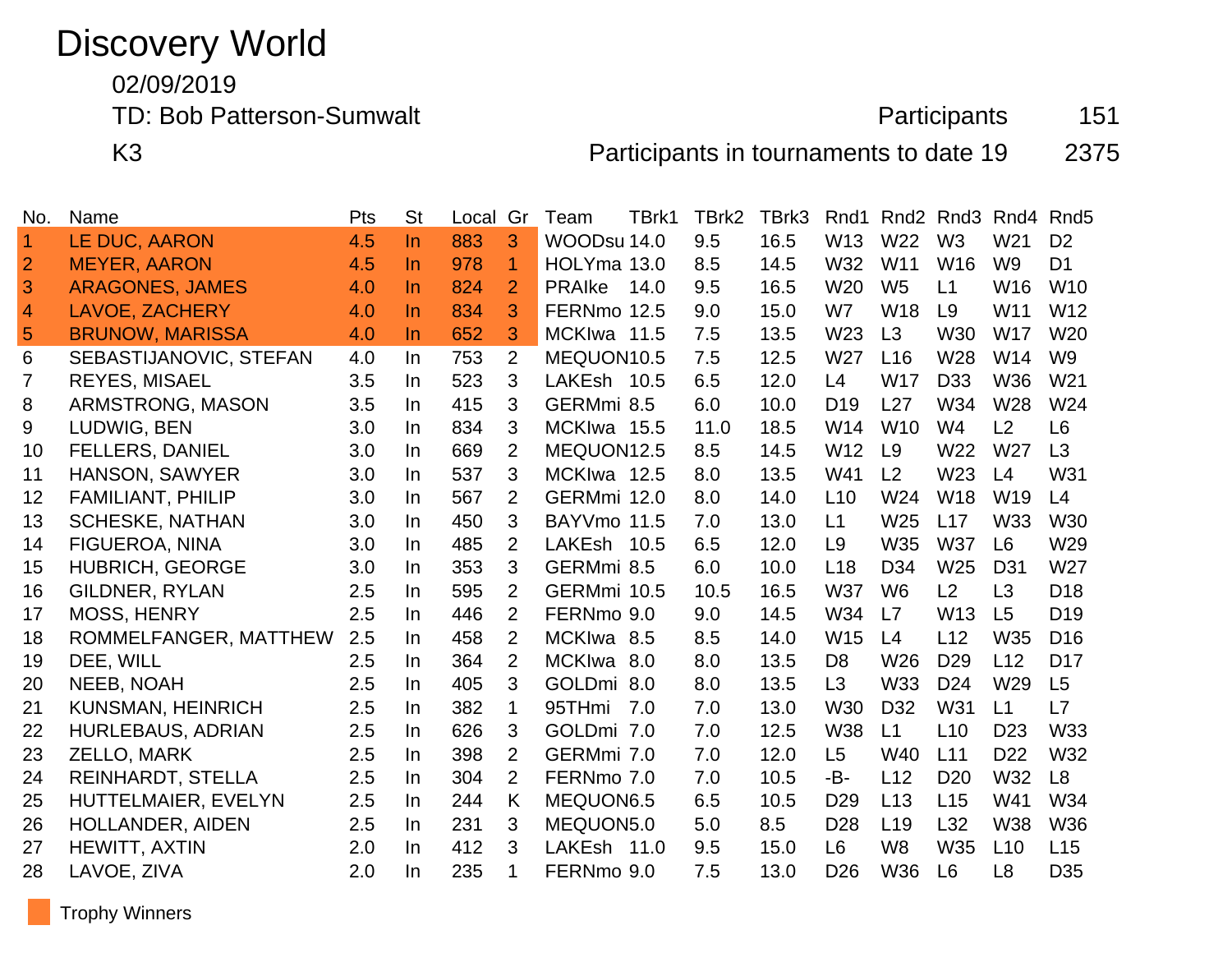# Discovery World

02/09/2019

TD: Bob Patterson-Sumwalt

K3

Participants 151

Participants in tournaments to date 19 2375

| No. | Name | Pts | St | Local | Gr | Team | TBrk1 | TBrk2 | TBrk3 | Rnd1 | Rnd2 | Rnd3 | Rnd4 | Rnd5 |
|---|---|---|---|---|---|---|---|---|---|---|---|---|---|---|
| 1 | LE DUC, AARON | 4.5 | In | 883 | 3 | WOODsu | 14.0 | 9.5 | 16.5 | W13 | W22 | W3 | W21 | D2 |
| 2 | MEYER, AARON | 4.5 | In | 978 | 1 | HOLYma | 13.0 | 8.5 | 14.5 | W32 | W11 | W16 | W9 | D1 |
| 3 | ARAGONES, JAMES | 4.0 | In | 824 | 2 | PRAIke | 14.0 | 9.5 | 16.5 | W20 | W5 | L1 | W16 | W10 |
| 4 | LAVOE, ZACHERY | 4.0 | In | 834 | 3 | FERNmo | 12.5 | 9.0 | 15.0 | W7 | W18 | L9 | W11 | W12 |
| 5 | BRUNOW, MARISSA | 4.0 | In | 652 | 3 | MCKIwa | 11.5 | 7.5 | 13.5 | W23 | L3 | W30 | W17 | W20 |
| 6 | SEBASTIJANOVIC, STEFAN | 4.0 | In | 753 | 2 | MEQUON | 10.5 | 7.5 | 12.5 | W27 | L16 | W28 | W14 | W9 |
| 7 | REYES, MISAEL | 3.5 | In | 523 | 3 | LAKEsh | 10.5 | 6.5 | 12.0 | L4 | W17 | D33 | W36 | W21 |
| 8 | ARMSTRONG, MASON | 3.5 | In | 415 | 3 | GERMmi | 8.5 | 6.0 | 10.0 | D19 | L27 | W34 | W28 | W24 |
| 9 | LUDWIG, BEN | 3.0 | In | 834 | 3 | MCKIwa | 15.5 | 11.0 | 18.5 | W14 | W10 | W4 | L2 | L6 |
| 10 | FELLERS, DANIEL | 3.0 | In | 669 | 2 | MEQUON | 12.5 | 8.5 | 14.5 | W12 | L9 | W22 | W27 | L3 |
| 11 | HANSON, SAWYER | 3.0 | In | 537 | 3 | MCKIwa | 12.5 | 8.0 | 13.5 | W41 | L2 | W23 | L4 | W31 |
| 12 | FAMILIANT, PHILIP | 3.0 | In | 567 | 2 | GERMmi | 12.0 | 8.0 | 14.0 | L10 | W24 | W18 | W19 | L4 |
| 13 | SCHESKE, NATHAN | 3.0 | In | 450 | 3 | BAYVmo | 11.5 | 7.0 | 13.0 | L1 | W25 | L17 | W33 | W30 |
| 14 | FIGUEROA, NINA | 3.0 | In | 485 | 2 | LAKEsh | 10.5 | 6.5 | 12.0 | L9 | W35 | W37 | L6 | W29 |
| 15 | HUBRICH, GEORGE | 3.0 | In | 353 | 3 | GERMmi | 8.5 | 6.0 | 10.0 | L18 | D34 | W25 | D31 | W27 |
| 16 | GILDNER, RYLAN | 2.5 | In | 595 | 2 | GERMmi | 10.5 | 10.5 | 16.5 | W37 | W6 | L2 | L3 | D18 |
| 17 | MOSS, HENRY | 2.5 | In | 446 | 2 | FERNmo | 9.0 | 9.0 | 14.5 | W34 | L7 | W13 | L5 | D19 |
| 18 | ROMMELFANGER, MATTHEW | 2.5 | In | 458 | 2 | MCKIwa | 8.5 | 8.5 | 14.0 | W15 | L4 | L12 | W35 | D16 |
| 19 | DEE, WILL | 2.5 | In | 364 | 2 | MCKIwa | 8.0 | 8.0 | 13.5 | D8 | W26 | D29 | L12 | D17 |
| 20 | NEEB, NOAH | 2.5 | In | 405 | 3 | GOLDmi | 8.0 | 8.0 | 13.5 | L3 | W33 | D24 | W29 | L5 |
| 21 | KUNSMAN, HEINRICH | 2.5 | In | 382 | 1 | 95THmi | 7.0 | 7.0 | 13.0 | W30 | D32 | W31 | L1 | L7 |
| 22 | HURLEBAUS, ADRIAN | 2.5 | In | 626 | 3 | GOLDmi | 7.0 | 7.0 | 12.5 | W38 | L1 | L10 | D23 | W33 |
| 23 | ZELLO, MARK | 2.5 | In | 398 | 2 | GERMmi | 7.0 | 7.0 | 12.0 | L5 | W40 | L11 | D22 | W32 |
| 24 | REINHARDT, STELLA | 2.5 | In | 304 | 2 | FERNmo | 7.0 | 7.0 | 10.5 | -B- | L12 | D20 | W32 | L8 |
| 25 | HUTTELMAIER, EVELYN | 2.5 | In | 244 | K | MEQUON | 6.5 | 6.5 | 10.5 | D29 | L13 | L15 | W41 | W34 |
| 26 | HOLLANDER, AIDEN | 2.5 | In | 231 | 3 | MEQUON | 5.0 | 5.0 | 8.5 | D28 | L19 | L32 | W38 | W36 |
| 27 | HEWITT, AXTIN | 2.0 | In | 412 | 3 | LAKEsh | 11.0 | 9.5 | 15.0 | L6 | W8 | W35 | L10 | L15 |
| 28 | LAVOE, ZIVA | 2.0 | In | 235 | 1 | FERNmo | 9.0 | 7.5 | 13.0 | D26 | W36 | L6 | L8 | D35 |

Trophy Winners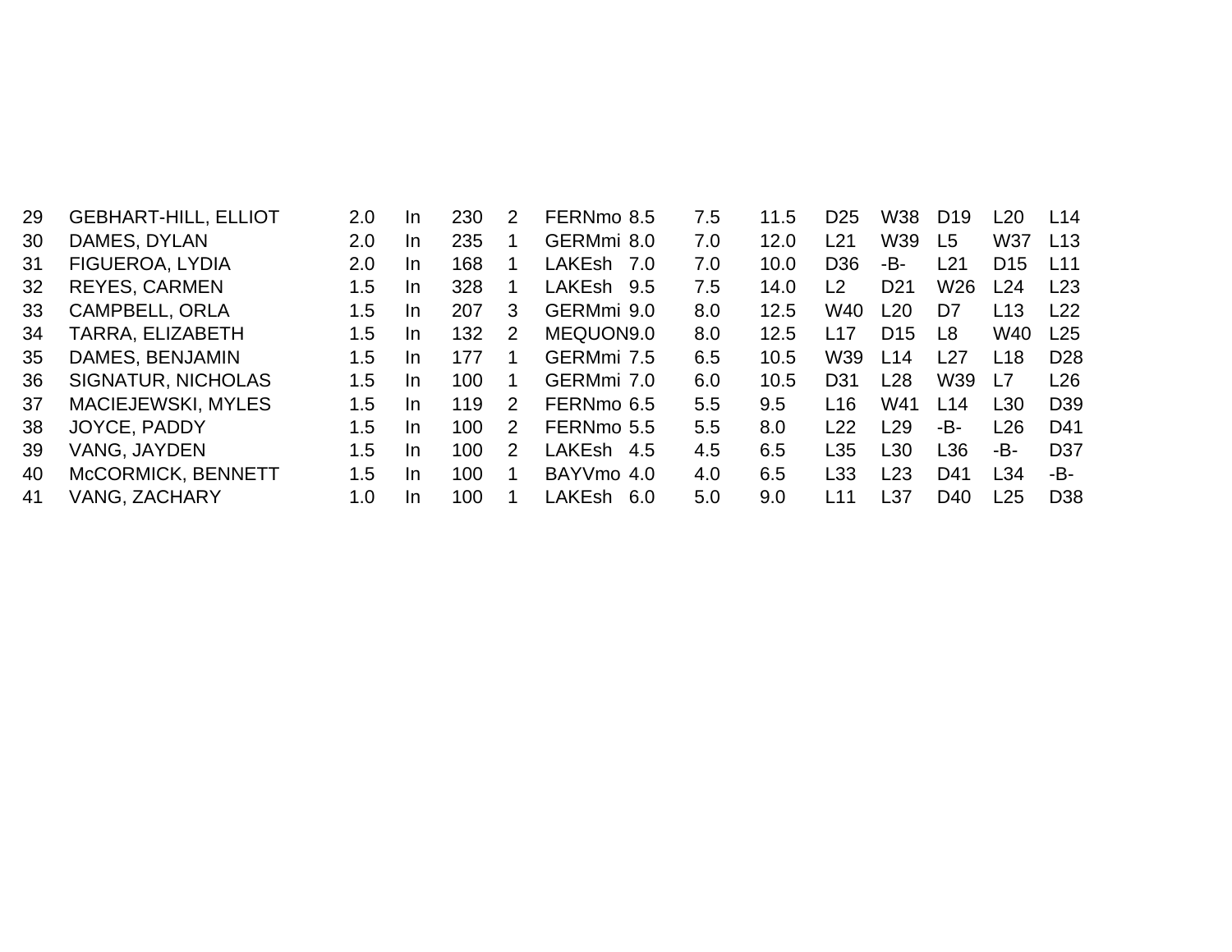| 29 | GEBHART-HILL, ELLIOT | 2.0 | In | 230 | 2 | FERNmo | 8.5 | 7.5 | 11.5 | D25 | W38 | D19 | L20 | L14 |
|---|---|---|---|---|---|---|---|---|---|---|---|---|---|---|
| 30 | DAMES, DYLAN | 2.0 | In | 235 | 1 | GERMmi | 8.0 | 7.0 | 12.0 | L21 | W39 | L5 | W37 | L13 |
| 31 | FIGUEROA, LYDIA | 2.0 | In | 168 | 1 | LAKEsh | 7.0 | 7.0 | 10.0 | D36 | -B- | L21 | D15 | L11 |
| 32 | REYES, CARMEN | 1.5 | In | 328 | 1 | LAKEsh | 9.5 | 7.5 | 14.0 | L2 | D21 | W26 | L24 | L23 |
| 33 | CAMPBELL, ORLA | 1.5 | In | 207 | 3 | GERMmi | 9.0 | 8.0 | 12.5 | W40 | L20 | D7 | L13 | L22 |
| 34 | TARRA, ELIZABETH | 1.5 | In | 132 | 2 | MEQUON | 9.0 | 8.0 | 12.5 | L17 | D15 | L8 | W40 | L25 |
| 35 | DAMES, BENJAMIN | 1.5 | In | 177 | 1 | GERMmi | 7.5 | 6.5 | 10.5 | W39 | L14 | L27 | L18 | D28 |
| 36 | SIGNATUR, NICHOLAS | 1.5 | In | 100 | 1 | GERMmi | 7.0 | 6.0 | 10.5 | D31 | L28 | W39 | L7 | L26 |
| 37 | MACIEJEWSKI, MYLES | 1.5 | In | 119 | 2 | FERNmo | 6.5 | 5.5 | 9.5 | L16 | W41 | L14 | L30 | D39 |
| 38 | JOYCE, PADDY | 1.5 | In | 100 | 2 | FERNmo | 5.5 | 5.5 | 8.0 | L22 | L29 | -B- | L26 | D41 |
| 39 | VANG, JAYDEN | 1.5 | In | 100 | 2 | LAKEsh | 4.5 | 4.5 | 6.5 | L35 | L30 | L36 | -B- | D37 |
| 40 | McCORMICK, BENNETT | 1.5 | In | 100 | 1 | BAYVmo | 4.0 | 4.0 | 6.5 | L33 | L23 | D41 | L34 | -B- |
| 41 | VANG, ZACHARY | 1.0 | In | 100 | 1 | LAKEsh | 6.0 | 5.0 | 9.0 | L11 | L37 | D40 | L25 | D38 |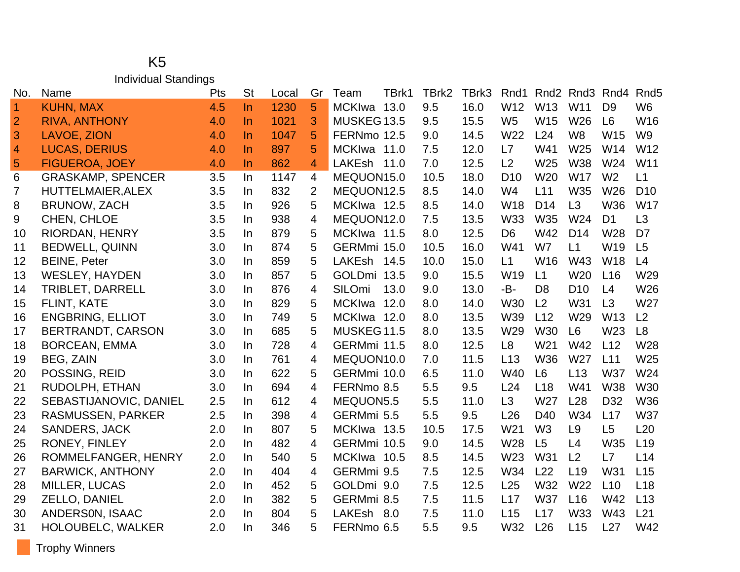# K5

## Individual Standings

| No. | Name | Pts | St | Local | Gr | Team | TBrk1 | TBrk2 | TBrk3 | Rnd1 | Rnd2 | Rnd3 | Rnd4 | Rnd5 |
|---|---|---|---|---|---|---|---|---|---|---|---|---|---|---|
| 1 | KUHN, MAX | 4.5 | In | 1230 | 5 | MCKIwa | 13.0 | 9.5 | 16.0 | W12 | W13 | W11 | D9 | W6 |
| 2 | RIVA, ANTHONY | 4.0 | In | 1021 | 3 | MUSKEG | 13.5 | 9.5 | 15.5 | W5 | W15 | W26 | L6 | W16 |
| 3 | LAVOE, ZION | 4.0 | In | 1047 | 5 | FERNmo | 12.5 | 9.0 | 14.5 | W22 | L24 | W8 | W15 | W9 |
| 4 | LUCAS, DERIUS | 4.0 | In | 897 | 5 | MCKIwa | 11.0 | 7.5 | 12.0 | L7 | W41 | W25 | W14 | W12 |
| 5 | FIGUEROA, JOEY | 4.0 | In | 862 | 4 | LAKEsh | 11.0 | 7.0 | 12.5 | L2 | W25 | W38 | W24 | W11 |
| 6 | GRASKAMP, SPENCER | 3.5 | In | 1147 | 4 | MEQUON | 15.0 | 10.5 | 18.0 | D10 | W20 | W17 | W2 | L1 |
| 7 | HUTTELMAIER,ALEX | 3.5 | In | 832 | 2 | MEQUON | 12.5 | 8.5 | 14.0 | W4 | L11 | W35 | W26 | D10 |
| 8 | BRUNOW, ZACH | 3.5 | In | 926 | 5 | MCKIwa | 12.5 | 8.5 | 14.0 | W18 | D14 | L3 | W36 | W17 |
| 9 | CHEN, CHLOE | 3.5 | In | 938 | 4 | MEQUON | 12.0 | 7.5 | 13.5 | W33 | W35 | W24 | D1 | L3 |
| 10 | RIORDAN, HENRY | 3.5 | In | 879 | 5 | MCKIwa | 11.5 | 8.0 | 12.5 | D6 | W42 | D14 | W28 | D7 |
| 11 | BEDWELL, QUINN | 3.0 | In | 874 | 5 | GERMmi | 15.0 | 10.5 | 16.0 | W41 | W7 | L1 | W19 | L5 |
| 12 | BEINE, Peter | 3.0 | In | 859 | 5 | LAKEsh | 14.5 | 10.0 | 15.0 | L1 | W16 | W43 | W18 | L4 |
| 13 | WESLEY, HAYDEN | 3.0 | In | 857 | 5 | GOLDmi | 13.5 | 9.0 | 15.5 | W19 | L1 | W20 | L16 | W29 |
| 14 | TRIBLET, DARRELL | 3.0 | In | 876 | 4 | SILOmi | 13.0 | 9.0 | 13.0 | -B- | D8 | D10 | L4 | W26 |
| 15 | FLINT, KATE | 3.0 | In | 829 | 5 | MCKIwa | 12.0 | 8.0 | 14.0 | W30 | L2 | W31 | L3 | W27 |
| 16 | ENGBRING, ELLIOT | 3.0 | In | 749 | 5 | MCKIwa | 12.0 | 8.0 | 13.5 | W39 | L12 | W29 | W13 | L2 |
| 17 | BERTRANDT, CARSON | 3.0 | In | 685 | 5 | MUSKEG | 11.5 | 8.0 | 13.5 | W29 | W30 | L6 | W23 | L8 |
| 18 | BORCEAN, EMMA | 3.0 | In | 728 | 4 | GERMmi | 11.5 | 8.0 | 12.5 | L8 | W21 | W42 | L12 | W28 |
| 19 | BEG, ZAIN | 3.0 | In | 761 | 4 | MEQUON | 10.0 | 7.0 | 11.5 | L13 | W36 | W27 | L11 | W25 |
| 20 | POSSING, REID | 3.0 | In | 622 | 5 | GERMmi | 10.0 | 6.5 | 11.0 | W40 | L6 | L13 | W37 | W24 |
| 21 | RUDOLPH, ETHAN | 3.0 | In | 694 | 4 | FERNmo | 8.5 | 5.5 | 9.5 | L24 | L18 | W41 | W38 | W30 |
| 22 | SEBASTIJANOVIC, DANIEL | 2.5 | In | 612 | 4 | MEQUON | 5.5 | 5.5 | 11.0 | L3 | W27 | L28 | D32 | W36 |
| 23 | RASMUSSEN, PARKER | 2.5 | In | 398 | 4 | GERMmi | 5.5 | 5.5 | 9.5 | L26 | D40 | W34 | L17 | W37 |
| 24 | SANDERS, JACK | 2.0 | In | 807 | 5 | MCKIwa | 13.5 | 10.5 | 17.5 | W21 | W3 | L9 | L5 | L20 |
| 25 | RONEY, FINLEY | 2.0 | In | 482 | 4 | GERMmi | 10.5 | 9.0 | 14.5 | W28 | L5 | L4 | W35 | L19 |
| 26 | ROMMELFANGER, HENRY | 2.0 | In | 540 | 5 | MCKIwa | 10.5 | 8.5 | 14.5 | W23 | W31 | L2 | L7 | L14 |
| 27 | BARWICK, ANTHONY | 2.0 | In | 404 | 4 | GERMmi | 9.5 | 7.5 | 12.5 | W34 | L22 | L19 | W31 | L15 |
| 28 | MILLER, LUCAS | 2.0 | In | 452 | 5 | GOLDmi | 9.0 | 7.5 | 12.5 | L25 | W32 | W22 | L10 | L18 |
| 29 | ZELLO, DANIEL | 2.0 | In | 382 | 5 | GERMmi | 8.5 | 7.5 | 11.5 | L17 | W37 | L16 | W42 | L13 |
| 30 | ANDERS0N, ISAAC | 2.0 | In | 804 | 5 | LAKEsh | 8.0 | 7.5 | 11.0 | L15 | L17 | W33 | W43 | L21 |
| 31 | HOLOUBELC, WALKER | 2.0 | In | 346 | 5 | FERNmo | 6.5 | 5.5 | 9.5 | W32 | L26 | L15 | L27 | W42 |

Trophy Winners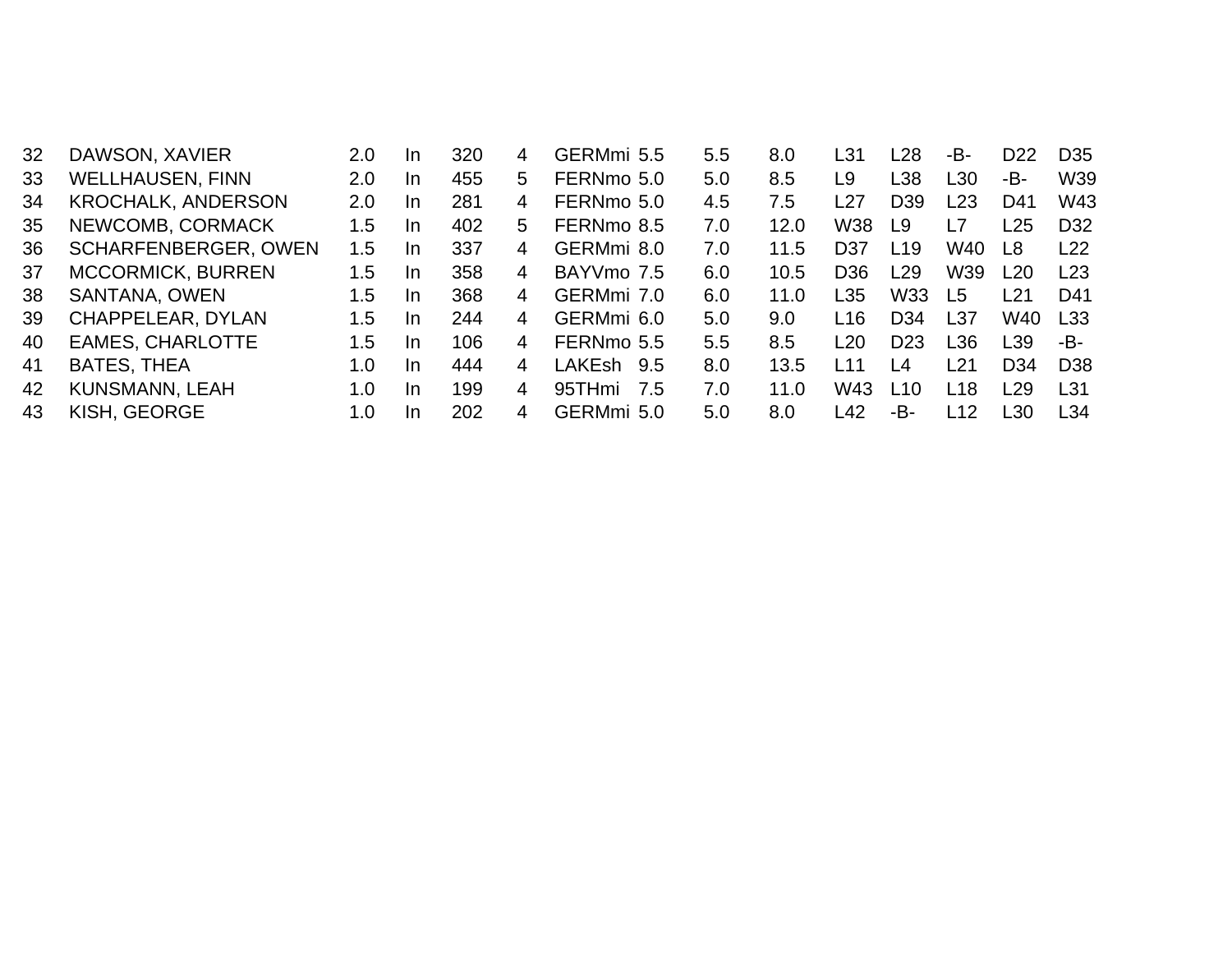| | | | | | | | | | | | | | | |
|---|---|---|---|---|---|---|---|---|---|---|---|---|---|---|
| 32 | DAWSON, XAVIER | 2.0 | In | 320 | 4 | GERMmi | 5.5 | 5.5 | 8.0 | L31 | L28 | -B- | D22 | D35 |
| 33 | WELLHAUSEN, FINN | 2.0 | In | 455 | 5 | FERNmo | 5.0 | 5.0 | 8.5 | L9 | L38 | L30 | -B- | W39 |
| 34 | KROCHALK, ANDERSON | 2.0 | In | 281 | 4 | FERNmo | 5.0 | 4.5 | 7.5 | L27 | D39 | L23 | D41 | W43 |
| 35 | NEWCOMB, CORMACK | 1.5 | In | 402 | 5 | FERNmo | 8.5 | 7.0 | 12.0 | W38 | L9 | L7 | L25 | D32 |
| 36 | SCHARFENBERGER, OWEN | 1.5 | In | 337 | 4 | GERMmi | 8.0 | 7.0 | 11.5 | D37 | L19 | W40 | L8 | L22 |
| 37 | MCCORMICK, BURREN | 1.5 | In | 358 | 4 | BAYVmo | 7.5 | 6.0 | 10.5 | D36 | L29 | W39 | L20 | L23 |
| 38 | SANTANA, OWEN | 1.5 | In | 368 | 4 | GERMmi | 7.0 | 6.0 | 11.0 | L35 | W33 | L5 | L21 | D41 |
| 39 | CHAPPELEAR, DYLAN | 1.5 | In | 244 | 4 | GERMmi | 6.0 | 5.0 | 9.0 | L16 | D34 | L37 | W40 | L33 |
| 40 | EAMES, CHARLOTTE | 1.5 | In | 106 | 4 | FERNmo | 5.5 | 5.5 | 8.5 | L20 | D23 | L36 | L39 | -B- |
| 41 | BATES, THEA | 1.0 | In | 444 | 4 | LAKEsh | 9.5 | 8.0 | 13.5 | L11 | L4 | L21 | D34 | D38 |
| 42 | KUNSMANN, LEAH | 1.0 | In | 199 | 4 | 95THmi | 7.5 | 7.0 | 11.0 | W43 | L10 | L18 | L29 | L31 |
| 43 | KISH, GEORGE | 1.0 | In | 202 | 4 | GERMmi | 5.0 | 5.0 | 8.0 | L42 | -B- | L12 | L30 | L34 |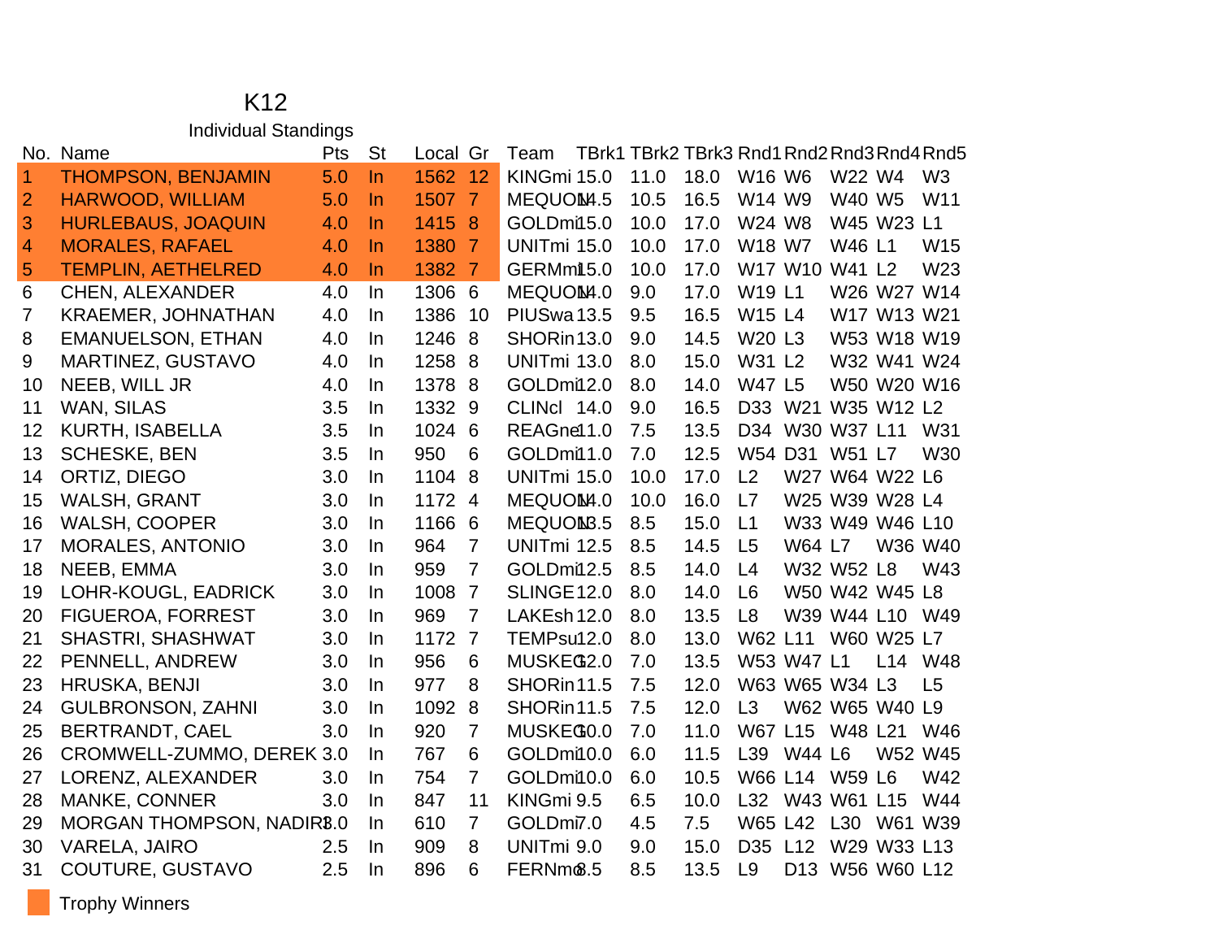# K12

## Individual Standings

| No. | Name | Pts | St | Local | Gr | Team | TBrk1 | TBrk2 | TBrk3 | Rnd1 | Rnd2 | Rnd3 | Rnd4 | Rnd5 |
|---|---|---|---|---|---|---|---|---|---|---|---|---|---|---|
| 1 | THOMPSON, BENJAMIN | 5.0 | In | 1562 | 12 | KINGmi | 15.0 | 11.0 | 18.0 | W16 | W6 | W22 | W4 | W3 |
| 2 | HARWOOD, WILLIAM | 5.0 | In | 1507 | 7 | MEQUON | 14.5 | 10.5 | 16.5 | W14 | W9 | W40 | W5 | W11 |
| 3 | HURLEBAUS, JOAQUIN | 4.0 | In | 1415 | 8 | GOLDmi | 15.0 | 10.0 | 17.0 | W24 | W8 | W45 | W23 | L1 |
| 4 | MORALES, RAFAEL | 4.0 | In | 1380 | 7 | UNITmi | 15.0 | 10.0 | 17.0 | W18 | W7 | W46 | L1 | W15 |
| 5 | TEMPLIN, AETHELRED | 4.0 | In | 1382 | 7 | GERMmi | 15.0 | 10.0 | 17.0 | W17 | W10 | W41 | L2 | W23 |
| 6 | CHEN, ALEXANDER | 4.0 | In | 1306 | 6 | MEQUON | 14.0 | 9.0 | 17.0 | W19 | L1 | W26 | W27 | W14 |
| 7 | KRAEMER, JOHNATHAN | 4.0 | In | 1386 | 10 | PIUSwa | 13.5 | 9.5 | 16.5 | W15 | L4 | W17 | W13 | W21 |
| 8 | EMANUELSON, ETHAN | 4.0 | In | 1246 | 8 | SHORin | 13.0 | 9.0 | 14.5 | W20 | L3 | W53 | W18 | W19 |
| 9 | MARTINEZ, GUSTAVO | 4.0 | In | 1258 | 8 | UNITmi | 13.0 | 8.0 | 15.0 | W31 | L2 | W32 | W41 | W24 |
| 10 | NEEB, WILL JR | 4.0 | In | 1378 | 8 | GOLDmi | 12.0 | 8.0 | 14.0 | W47 | L5 | W50 | W20 | W16 |
| 11 | WAN, SILAS | 3.5 | In | 1332 | 9 | CLINcl | 14.0 | 9.0 | 16.5 | D33 | W21 | W35 | W12 | L2 |
| 12 | KURTH, ISABELLA | 3.5 | In | 1024 | 6 | REAGne | 11.0 | 7.5 | 13.5 | D34 | W30 | W37 | L11 | W31 |
| 13 | SCHESKE, BEN | 3.5 | In | 950 | 6 | GOLDmi | 11.0 | 7.0 | 12.5 | W54 | D31 | W51 | L7 | W30 |
| 14 | ORTIZ, DIEGO | 3.0 | In | 1104 | 8 | UNITmi | 15.0 | 10.0 | 17.0 | L2 | W27 | W64 | W22 | L6 |
| 15 | WALSH, GRANT | 3.0 | In | 1172 | 4 | MEQUON | 14.0 | 10.0 | 16.0 | L7 | W25 | W39 | W28 | L4 |
| 16 | WALSH, COOPER | 3.0 | In | 1166 | 6 | MEQUON | 13.5 | 8.5 | 15.0 | L1 | W33 | W49 | W46 | L10 |
| 17 | MORALES, ANTONIO | 3.0 | In | 964 | 7 | UNITmi | 12.5 | 8.5 | 14.5 | L5 | W64 | L7 | W36 | W40 |
| 18 | NEEB, EMMA | 3.0 | In | 959 | 7 | GOLDmi | 12.5 | 8.5 | 14.0 | L4 | W32 | W52 | L8 | W43 |
| 19 | LOHR-KOUGL, EADRICK | 3.0 | In | 1008 | 7 | SLINGE | 12.0 | 8.0 | 14.0 | L6 | W50 | W42 | W45 | L8 |
| 20 | FIGUEROA, FORREST | 3.0 | In | 969 | 7 | LAKEsh | 12.0 | 8.0 | 13.5 | L8 | W39 | W44 | L10 | W49 |
| 21 | SHASTRI, SHASHWAT | 3.0 | In | 1172 | 7 | TEMPsu | 12.0 | 8.0 | 13.0 | W62 | L11 | W60 | W25 | L7 |
| 22 | PENNELL, ANDREW | 3.0 | In | 956 | 6 | MUSKEG | 12.0 | 7.0 | 13.5 | W53 | W47 | L1 | L14 | W48 |
| 23 | HRUSKA, BENJI | 3.0 | In | 977 | 8 | SHORin | 11.5 | 7.5 | 12.0 | W63 | W65 | W34 | L3 | L5 |
| 24 | GULBRONSON, ZAHNI | 3.0 | In | 1092 | 8 | SHORin | 11.5 | 7.5 | 12.0 | L3 | W62 | W65 | W40 | L9 |
| 25 | BERTRANDT, CAEL | 3.0 | In | 920 | 7 | MUSKEG | 10.0 | 7.0 | 11.0 | W67 | L15 | W48 | L21 | W46 |
| 26 | CROMWELL-ZUMMO, DEREK | 3.0 | In | 767 | 6 | GOLDmi | 10.0 | 6.0 | 11.5 | L39 | W44 | L6 | W52 | W45 |
| 27 | LORENZ, ALEXANDER | 3.0 | In | 754 | 7 | GOLDmi | 10.0 | 6.0 | 10.5 | W66 | L14 | W59 | L6 | W42 |
| 28 | MANKE, CONNER | 3.0 | In | 847 | 11 | KINGmi | 9.5 | 6.5 | 10.0 | L32 | W43 | W61 | L15 | W44 |
| 29 | MORGAN THOMPSON, NADIR | 3.0 | In | 610 | 7 | GOLDmi | 7.0 | 4.5 | 7.5 | W65 | L42 | L30 | W61 | W39 |
| 30 | VARELA, JAIRO | 2.5 | In | 909 | 8 | UNITmi | 9.0 | 9.0 | 15.0 | D35 | L12 | W29 | W33 | L13 |
| 31 | COUTURE, GUSTAVO | 2.5 | In | 896 | 6 | FERNmo | 8.5 | 8.5 | 13.5 | L9 | D13 | W56 | W60 | L12 |

Trophy Winners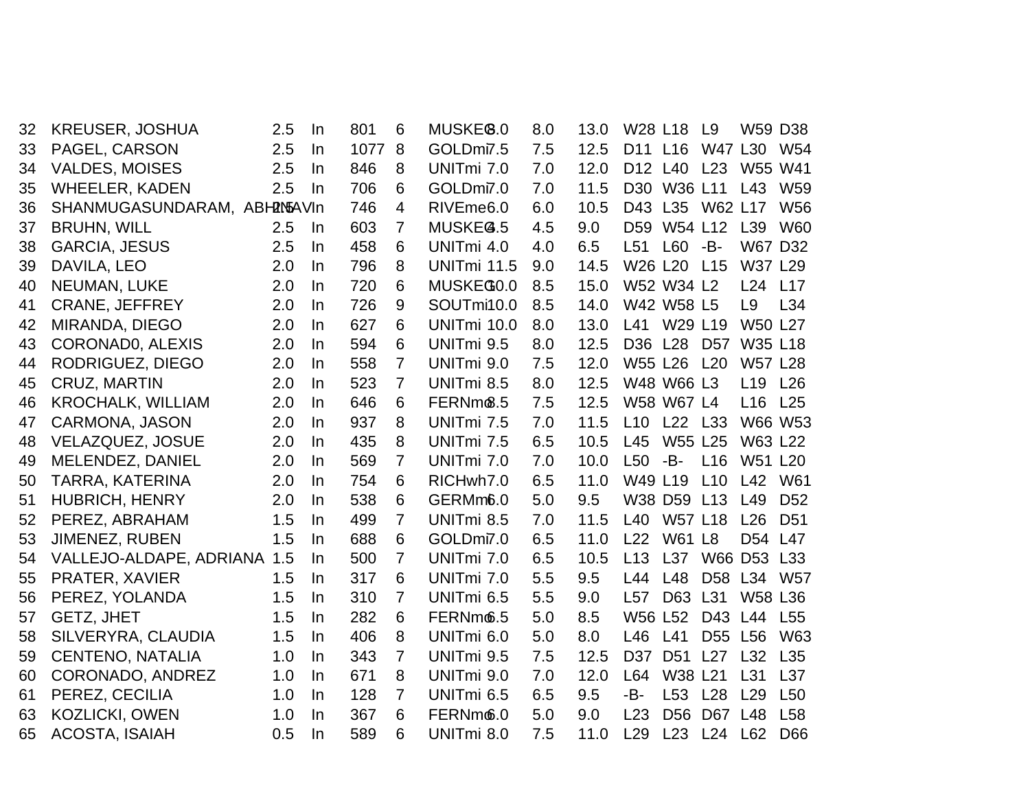| 32 | KREUSER, JOSHUA | 2.5 | In | 801 | 6 | MUSKEG | 8.0 | 8.0 | 13.0 | W28 | L18 | L9 | W59 | D38 |
|---|---|---|---|---|---|---|---|---|---|---|---|---|---|---|
| 33 | PAGEL, CARSON | 2.5 | In | 1077 | 8 | GOLDmi | 7.5 | 7.5 | 12.5 | D11 | L16 | W47 | L30 | W54 |
| 34 | VALDES, MOISES | 2.5 | In | 846 | 8 | UNITmi | 7.0 | 7.0 | 12.0 | D12 | L40 | L23 | W55 | W41 |
| 35 | WHEELER, KADEN | 2.5 | In | 706 | 6 | GOLDmi | 7.0 | 7.0 | 11.5 | D30 | W36 | L11 | L43 | W59 |
| 36 | SHANMUGASUNDARAM, ABHINAV | 2.5 | In | 746 | 4 | RIVEme | 6.0 | 6.0 | 10.5 | D43 | L35 | W62 | L17 | W56 |
| 37 | BRUHN, WILL | 2.5 | In | 603 | 7 | MUSKEG | 4.5 | 4.5 | 9.0 | D59 | W54 | L12 | L39 | W60 |
| 38 | GARCIA, JESUS | 2.5 | In | 458 | 6 | UNITmi | 4.0 | 4.0 | 6.5 | L51 | L60 | -B- | W67 | D32 |
| 39 | DAVILA, LEO | 2.0 | In | 796 | 8 | UNITmi | 11.5 | 9.0 | 14.5 | W26 | L20 | L15 | W37 | L29 |
| 40 | NEUMAN, LUKE | 2.0 | In | 720 | 6 | MUSKEG | 10.0 | 8.5 | 15.0 | W52 | W34 | L2 | L24 | L17 |
| 41 | CRANE, JEFFREY | 2.0 | In | 726 | 9 | SOUTmi | 10.0 | 8.5 | 14.0 | W42 | W58 | L5 | L9 | L34 |
| 42 | MIRANDA, DIEGO | 2.0 | In | 627 | 6 | UNITmi | 10.0 | 8.0 | 13.0 | L41 | W29 | L19 | W50 | L27 |
| 43 | CORONAD0, ALEXIS | 2.0 | In | 594 | 6 | UNITmi | 9.5 | 8.0 | 12.5 | D36 | L28 | D57 | W35 | L18 |
| 44 | RODRIGUEZ, DIEGO | 2.0 | In | 558 | 7 | UNITmi | 9.0 | 7.5 | 12.0 | W55 | L26 | L20 | W57 | L28 |
| 45 | CRUZ, MARTIN | 2.0 | In | 523 | 7 | UNITmi | 8.5 | 8.0 | 12.5 | W48 | W66 | L3 | L19 | L26 |
| 46 | KROCHALK, WILLIAM | 2.0 | In | 646 | 6 | FERNmo | 8.5 | 7.5 | 12.5 | W58 | W67 | L4 | L16 | L25 |
| 47 | CARMONA, JASON | 2.0 | In | 937 | 8 | UNITmi | 7.5 | 7.0 | 11.5 | L10 | L22 | L33 | W66 | W53 |
| 48 | VELAZQUEZ, JOSUE | 2.0 | In | 435 | 8 | UNITmi | 7.5 | 6.5 | 10.5 | L45 | W55 | L25 | W63 | L22 |
| 49 | MELENDEZ, DANIEL | 2.0 | In | 569 | 7 | UNITmi | 7.0 | 7.0 | 10.0 | L50 | -B- | L16 | W51 | L20 |
| 50 | TARRA, KATERINA | 2.0 | In | 754 | 6 | RICHwh | 7.0 | 6.5 | 11.0 | W49 | L19 | L10 | L42 | W61 |
| 51 | HUBRICH, HENRY | 2.0 | In | 538 | 6 | GERMmi | 6.0 | 5.0 | 9.5 | W38 | D59 | L13 | L49 | D52 |
| 52 | PEREZ, ABRAHAM | 1.5 | In | 499 | 7 | UNITmi | 8.5 | 7.0 | 11.5 | L40 | W57 | L18 | L26 | D51 |
| 53 | JIMENEZ, RUBEN | 1.5 | In | 688 | 6 | GOLDmi | 7.0 | 6.5 | 11.0 | L22 | W61 | L8 | D54 | L47 |
| 54 | VALLEJO-ALDAPE, ADRIANA | 1.5 | In | 500 | 7 | UNITmi | 7.0 | 6.5 | 10.5 | L13 | L37 | W66 | D53 | L33 |
| 55 | PRATER, XAVIER | 1.5 | In | 317 | 6 | UNITmi | 7.0 | 5.5 | 9.5 | L44 | L48 | D58 | L34 | W57 |
| 56 | PEREZ, YOLANDA | 1.5 | In | 310 | 7 | UNITmi | 6.5 | 5.5 | 9.0 | L57 | D63 | L31 | W58 | L36 |
| 57 | GETZ, JHET | 1.5 | In | 282 | 6 | FERNmo | 6.5 | 5.0 | 8.5 | W56 | L52 | D43 | L44 | L55 |
| 58 | SILVERYRA, CLAUDIA | 1.5 | In | 406 | 8 | UNITmi | 6.0 | 5.0 | 8.0 | L46 | L41 | D55 | L56 | W63 |
| 59 | CENTENO, NATALIA | 1.0 | In | 343 | 7 | UNITmi | 9.5 | 7.5 | 12.5 | D37 | D51 | L27 | L32 | L35 |
| 60 | CORONADO, ANDREZ | 1.0 | In | 671 | 8 | UNITmi | 9.0 | 7.0 | 12.0 | L64 | W38 | L21 | L31 | L37 |
| 61 | PEREZ, CECILIA | 1.0 | In | 128 | 7 | UNITmi | 6.5 | 6.5 | 9.5 | -B- | L53 | L28 | L29 | L50 |
| 63 | KOZLICKI, OWEN | 1.0 | In | 367 | 6 | FERNmo | 6.0 | 5.0 | 9.0 | L23 | D56 | D67 | L48 | L58 |
| 65 | ACOSTA, ISAIAH | 0.5 | In | 589 | 6 | UNITmi | 8.0 | 7.5 | 11.0 | L29 | L23 | L24 | L62 | D66 |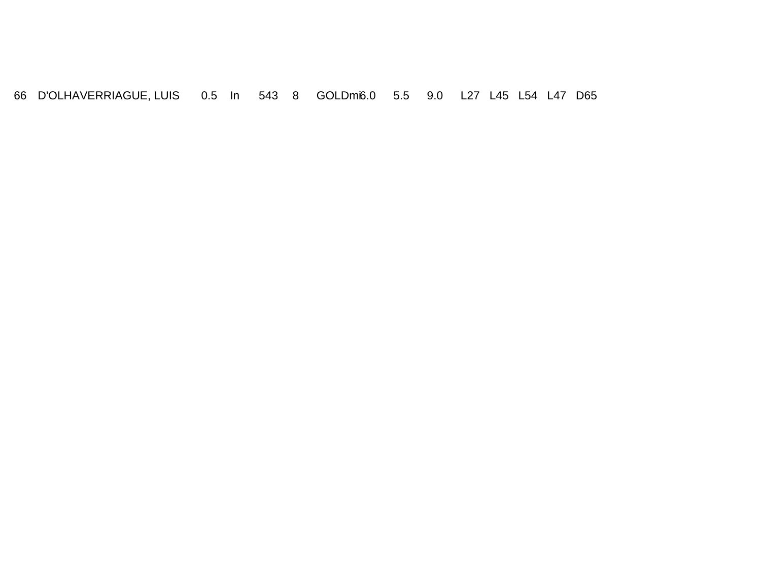| | | | | | | | | | | | | | | | |
|---|---|---|---|---|---|---|---|---|---|---|---|---|---|---|---|
| 66 | D'OLHAVERRIAGUE, LUIS | 0.5 | In | 543 | 8 | GOLDmi | 6.0 | 5.5 | 9.0 | L27 | L45 | L54 | L47 | D65 | |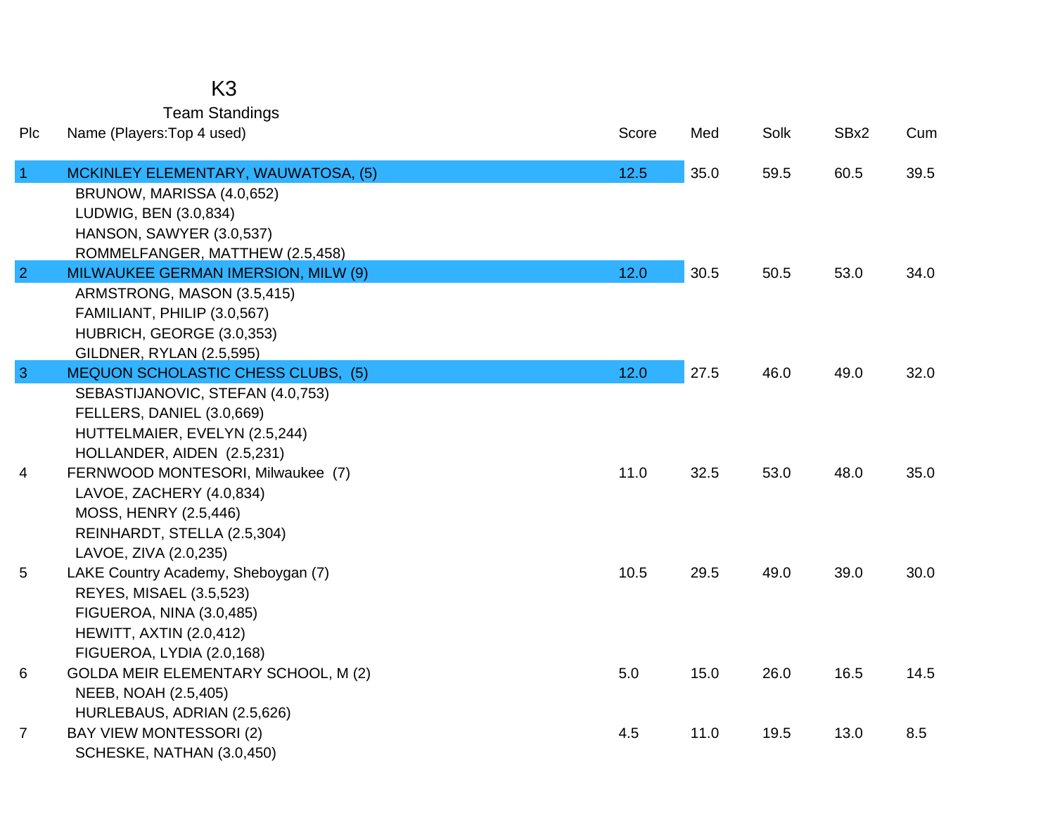# K3

## Team Standings

| Plc | Name (Players:Top 4 used) | Score | Med | Solk | SBx2 | Cum |
|---|---|---|---|---|---|---|
| 1 | MCKINLEY ELEMENTARY, WAUWATOSA, (5) | 12.5 | 35.0 | 59.5 | 60.5 | 39.5 |
| | BRUNOW, MARISSA (4.0,652) | | | | | |
| | LUDWIG, BEN (3.0,834) | | | | | |
| | HANSON, SAWYER (3.0,537) | | | | | |
| | ROMMELFANGER, MATTHEW (2.5,458) | | | | | |
| 2 | MILWAUKEE GERMAN IMERSION, MILW (9) | 12.0 | 30.5 | 50.5 | 53.0 | 34.0 |
| | ARMSTRONG, MASON (3.5,415) | | | | | |
| | FAMILIANT, PHILIP (3.0,567) | | | | | |
| | HUBRICH, GEORGE (3.0,353) | | | | | |
| | GILDNER, RYLAN (2.5,595) | | | | | |
| 3 | MEQUON SCHOLASTIC CHESS CLUBS, (5) | 12.0 | 27.5 | 46.0 | 49.0 | 32.0 |
| | SEBASTIJANOVIC, STEFAN (4.0,753) | | | | | |
| | FELLERS, DANIEL (3.0,669) | | | | | |
| | HUTTELMAIER, EVELYN (2.5,244) | | | | | |
| | HOLLANDER, AIDEN (2.5,231) | | | | | |
| 4 | FERNWOOD MONTESORI, Milwaukee (7) | 11.0 | 32.5 | 53.0 | 48.0 | 35.0 |
| | LAVOE, ZACHERY (4.0,834) | | | | | |
| | MOSS, HENRY (2.5,446) | | | | | |
| | REINHARDT, STELLA (2.5,304) | | | | | |
| | LAVOE, ZIVA (2.0,235) | | | | | |
| 5 | LAKE Country Academy, Sheboygan (7) | 10.5 | 29.5 | 49.0 | 39.0 | 30.0 |
| | REYES, MISAEL (3.5,523) | | | | | |
| | FIGUEROA, NINA (3.0,485) | | | | | |
| | HEWITT, AXTIN (2.0,412) | | | | | |
| | FIGUEROA, LYDIA (2.0,168) | | | | | |
| 6 | GOLDA MEIR ELEMENTARY SCHOOL, M (2) | 5.0 | 15.0 | 26.0 | 16.5 | 14.5 |
| | NEEB, NOAH (2.5,405) | | | | | |
| | HURLEBAUS, ADRIAN (2.5,626) | | | | | |
| 7 | BAY VIEW MONTESSORI (2) | 4.5 | 11.0 | 19.5 | 13.0 | 8.5 |
| | SCHESKE, NATHAN (3.0,450) | | | | | |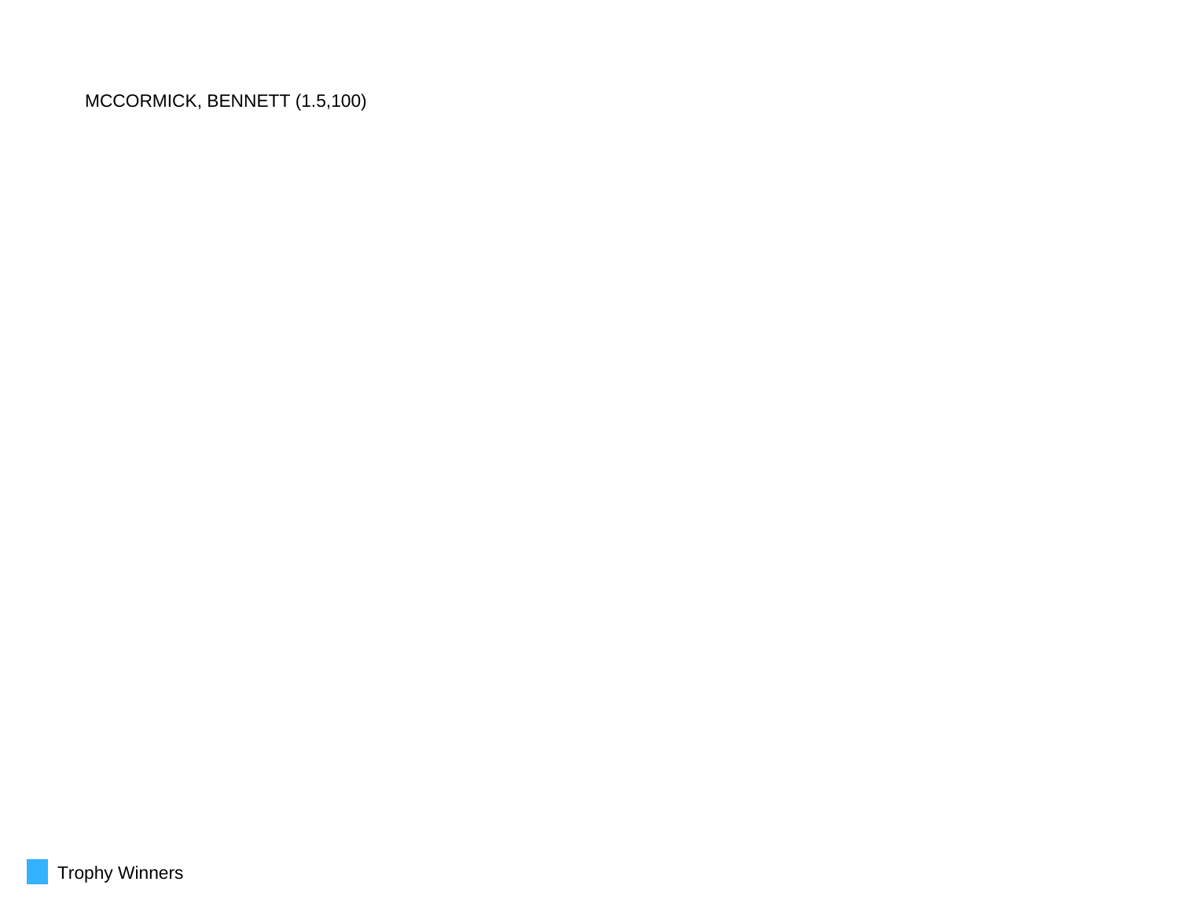MCCORMICK, BENNETT (1.5,100)

Trophy Winners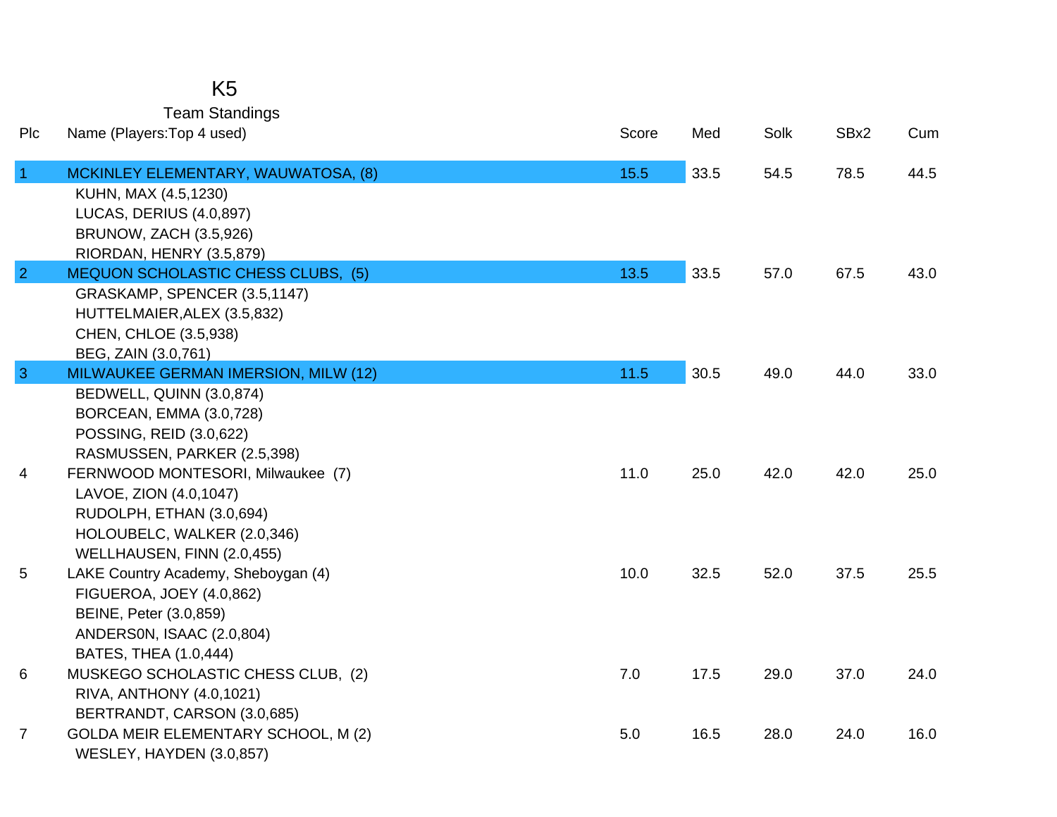# K5

## Team Standings

| Plc | Name (Players:Top 4 used) | Score | Med | Solk | SBx2 | Cum |
|---|---|---|---|---|---|---|
| 1 | MCKINLEY ELEMENTARY, WAUWATOSA, (8) | 15.5 | 33.5 | 54.5 | 78.5 | 44.5 |
| | KUHN, MAX (4.5,1230) | | | | | |
| | LUCAS, DERIUS (4.0,897) | | | | | |
| | BRUNOW, ZACH (3.5,926) | | | | | |
| | RIORDAN, HENRY (3.5,879) | | | | | |
| 2 | MEQUON SCHOLASTIC CHESS CLUBS, (5) | 13.5 | 33.5 | 57.0 | 67.5 | 43.0 |
| | GRASKAMP, SPENCER (3.5,1147) | | | | | |
| | HUTTELMAIER,ALEX (3.5,832) | | | | | |
| | CHEN, CHLOE (3.5,938) | | | | | |
| | BEG, ZAIN (3.0,761) | | | | | |
| 3 | MILWAUKEE GERMAN IMERSION, MILW (12) | 11.5 | 30.5 | 49.0 | 44.0 | 33.0 |
| | BEDWELL, QUINN (3.0,874) | | | | | |
| | BORCEAN, EMMA (3.0,728) | | | | | |
| | POSSING, REID (3.0,622) | | | | | |
| | RASMUSSEN, PARKER (2.5,398) | | | | | |
| 4 | FERNWOOD MONTESORI, Milwaukee (7) | 11.0 | 25.0 | 42.0 | 42.0 | 25.0 |
| | LAVOE, ZION (4.0,1047) | | | | | |
| | RUDOLPH, ETHAN (3.0,694) | | | | | |
| | HOLOUBELC, WALKER (2.0,346) | | | | | |
| | WELLHAUSEN, FINN (2.0,455) | | | | | |
| 5 | LAKE Country Academy, Sheboygan (4) | 10.0 | 32.5 | 52.0 | 37.5 | 25.5 |
| | FIGUEROA, JOEY (4.0,862) | | | | | |
| | BEINE, Peter (3.0,859) | | | | | |
| | ANDERS0N, ISAAC (2.0,804) | | | | | |
| | BATES, THEA (1.0,444) | | | | | |
| 6 | MUSKEGO SCHOLASTIC CHESS CLUB, (2) | 7.0 | 17.5 | 29.0 | 37.0 | 24.0 |
| | RIVA, ANTHONY (4.0,1021) | | | | | |
| | BERTRANDT, CARSON (3.0,685) | | | | | |
| 7 | GOLDA MEIR ELEMENTARY SCHOOL, M (2) | 5.0 | 16.5 | 28.0 | 24.0 | 16.0 |
| | WESLEY, HAYDEN (3.0,857) | | | | | |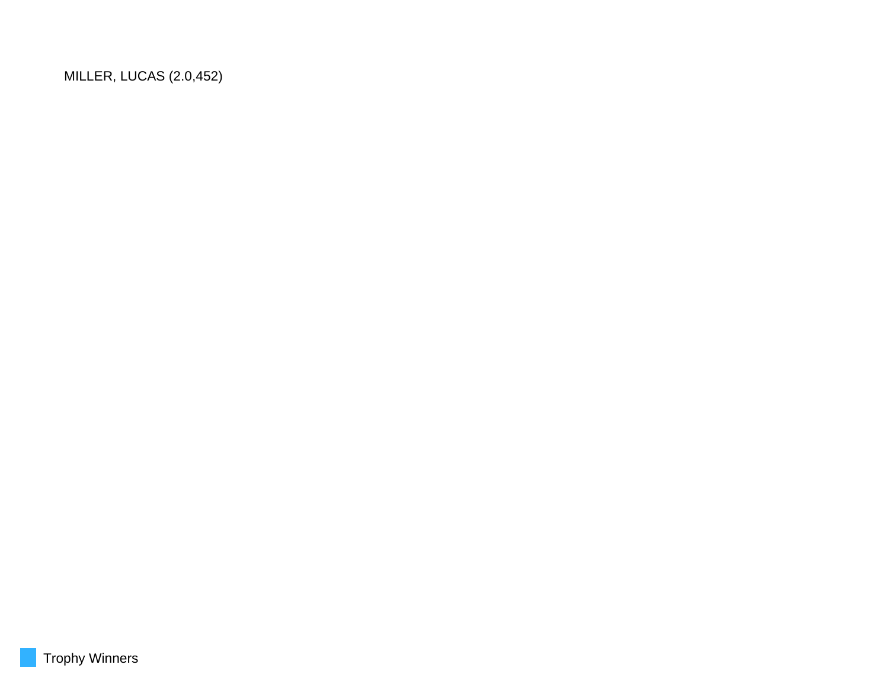MILLER, LUCAS (2.0,452)

Trophy Winners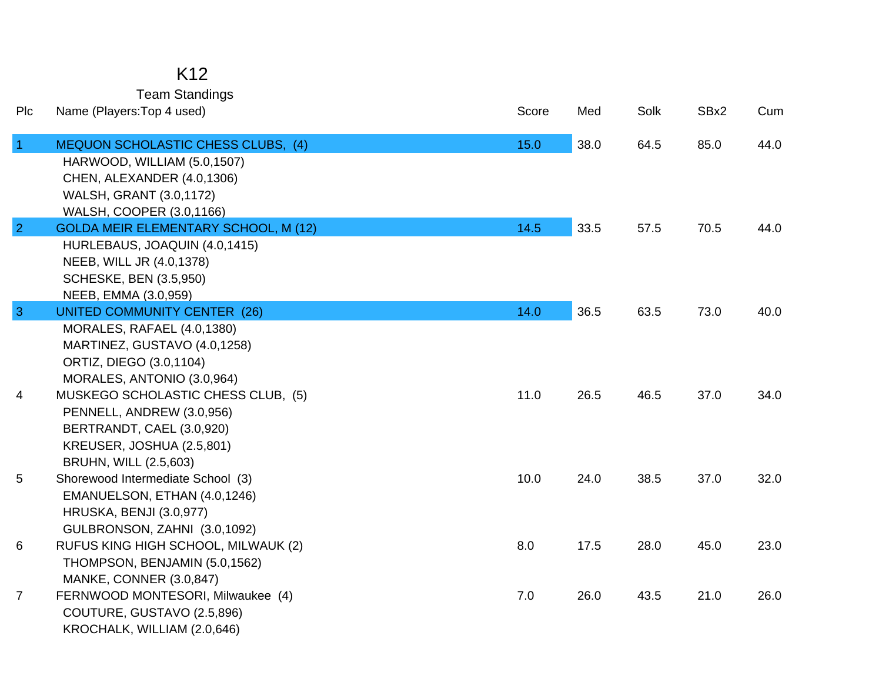# K12

## Team Standings

| Plc | Name (Players:Top 4 used) | Score | Med | Solk | SBx2 | Cum |
|---|---|---|---|---|---|---|
| 1 | MEQUON SCHOLASTIC CHESS CLUBS, (4) | 15.0 | 38.0 | 64.5 | 85.0 | 44.0 |
| | HARWOOD, WILLIAM (5.0,1507) | | | | | |
| | CHEN, ALEXANDER (4.0,1306) | | | | | |
| | WALSH, GRANT (3.0,1172) | | | | | |
| | WALSH, COOPER (3.0,1166) | | | | | |
| 2 | GOLDA MEIR ELEMENTARY SCHOOL, M (12) | 14.5 | 33.5 | 57.5 | 70.5 | 44.0 |
| | HURLEBAUS, JOAQUIN (4.0,1415) | | | | | |
| | NEEB, WILL JR (4.0,1378) | | | | | |
| | SCHESKE, BEN (3.5,950) | | | | | |
| | NEEB, EMMA (3.0,959) | | | | | |
| 3 | UNITED COMMUNITY CENTER (26) | 14.0 | 36.5 | 63.5 | 73.0 | 40.0 |
| | MORALES, RAFAEL (4.0,1380) | | | | | |
| | MARTINEZ, GUSTAVO (4.0,1258) | | | | | |
| | ORTIZ, DIEGO (3.0,1104) | | | | | |
| | MORALES, ANTONIO (3.0,964) | | | | | |
| 4 | MUSKEGO SCHOLASTIC CHESS CLUB, (5) | 11.0 | 26.5 | 46.5 | 37.0 | 34.0 |
| | PENNELL, ANDREW (3.0,956) | | | | | |
| | BERTRANDT, CAEL (3.0,920) | | | | | |
| | KREUSER, JOSHUA (2.5,801) | | | | | |
| | BRUHN, WILL (2.5,603) | | | | | |
| 5 | Shorewood Intermediate School (3) | 10.0 | 24.0 | 38.5 | 37.0 | 32.0 |
| | EMANUELSON, ETHAN (4.0,1246) | | | | | |
| | HRUSKA, BENJI (3.0,977) | | | | | |
| | GULBRONSON, ZAHNI (3.0,1092) | | | | | |
| 6 | RUFUS KING HIGH SCHOOL, MILWAUK (2) | 8.0 | 17.5 | 28.0 | 45.0 | 23.0 |
| | THOMPSON, BENJAMIN (5.0,1562) | | | | | |
| | MANKE, CONNER (3.0,847) | | | | | |
| 7 | FERNWOOD MONTESORI, Milwaukee (4) | 7.0 | 26.0 | 43.5 | 21.0 | 26.0 |
| | COUTURE, GUSTAVO (2.5,896) | | | | | |
| | KROCHALK, WILLIAM (2.0,646) | | | | | |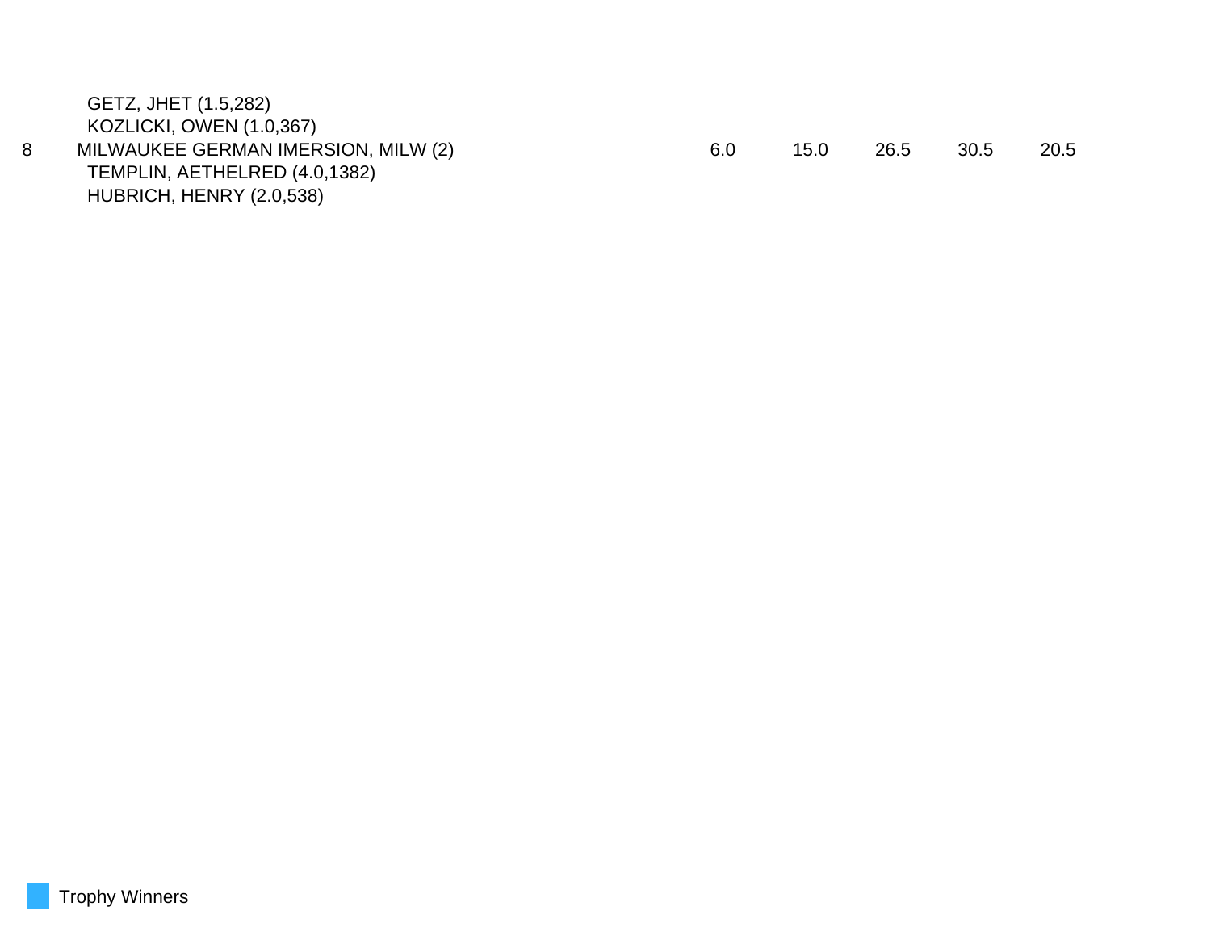| | | | | | | |
|---|---|---|---|---|---|---|
| | GETZ, JHET (1.5,282) | | | | | |
| | KOZLICKI, OWEN (1.0,367) | | | | | |
| 8 | MILWAUKEE GERMAN IMERSION, MILW (2) | 6.0 | 15.0 | 26.5 | 30.5 | 20.5 |
| | TEMPLIN, AETHELRED (4.0,1382) | | | | | |
| | HUBRICH, HENRY (2.0,538) | | | | | |

Trophy Winners